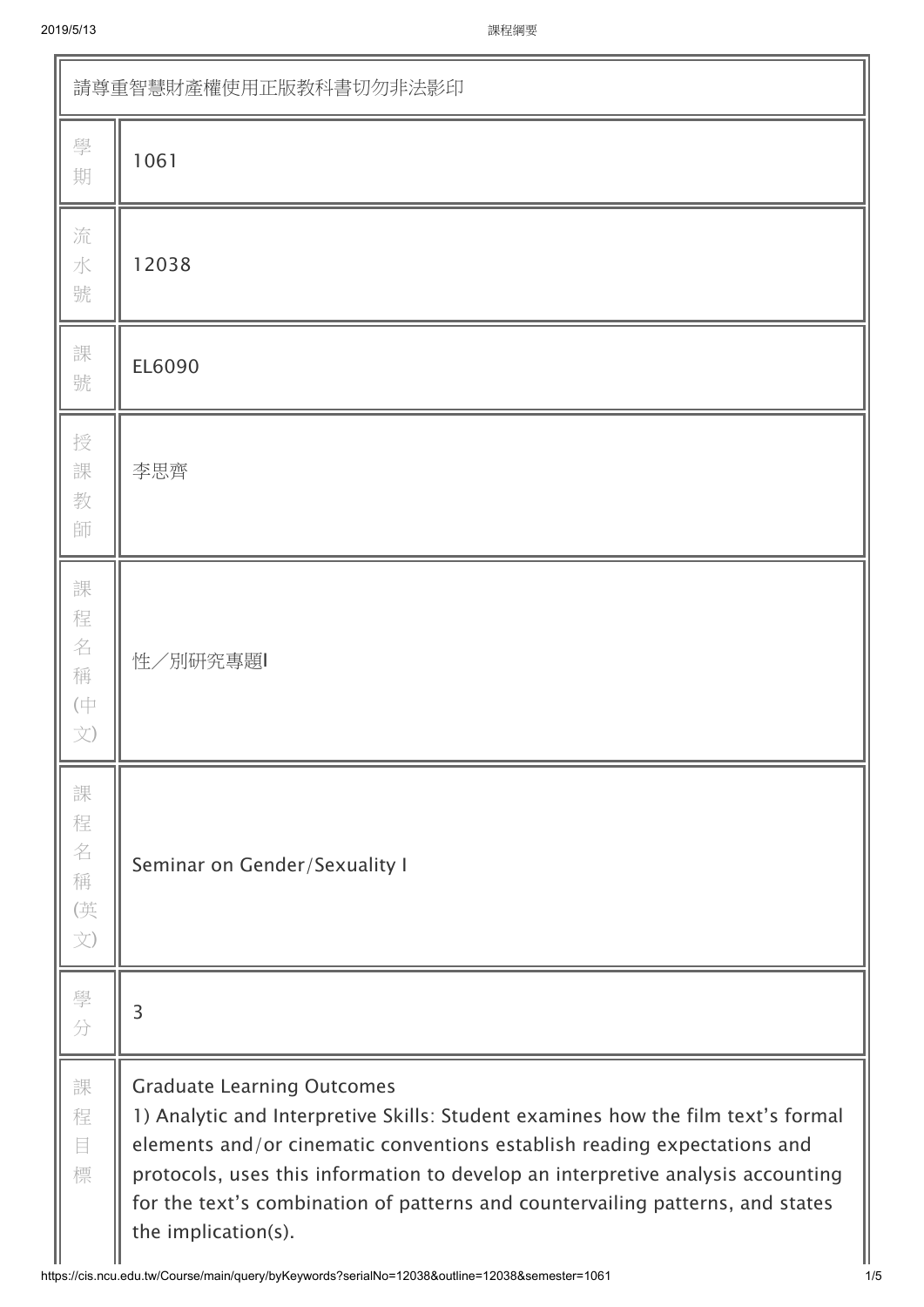| 請尊重智慧財產權使用正版教科書切勿非法影印 | |
|---|---|
| 學期 | 1061 |
| 流水號 | 12038 |
| 課號 | EL6090 |
| 授課教師 | 李思齊 |
| 課程名稱(中文) | 性／別研究專題I |
| 課程名稱(英文) | Seminar on Gender/Sexuality I |
| 學分 | 3 |
| 課程目標 | Graduate Learning Outcomes<br>1) Analytic and Interpretive Skills: Student examines how the film text's formal elements and/or cinematic conventions establish reading expectations and protocols, uses this information to develop an interpretive analysis accounting for the text's combination of patterns and countervailing patterns, and states the implication(s). |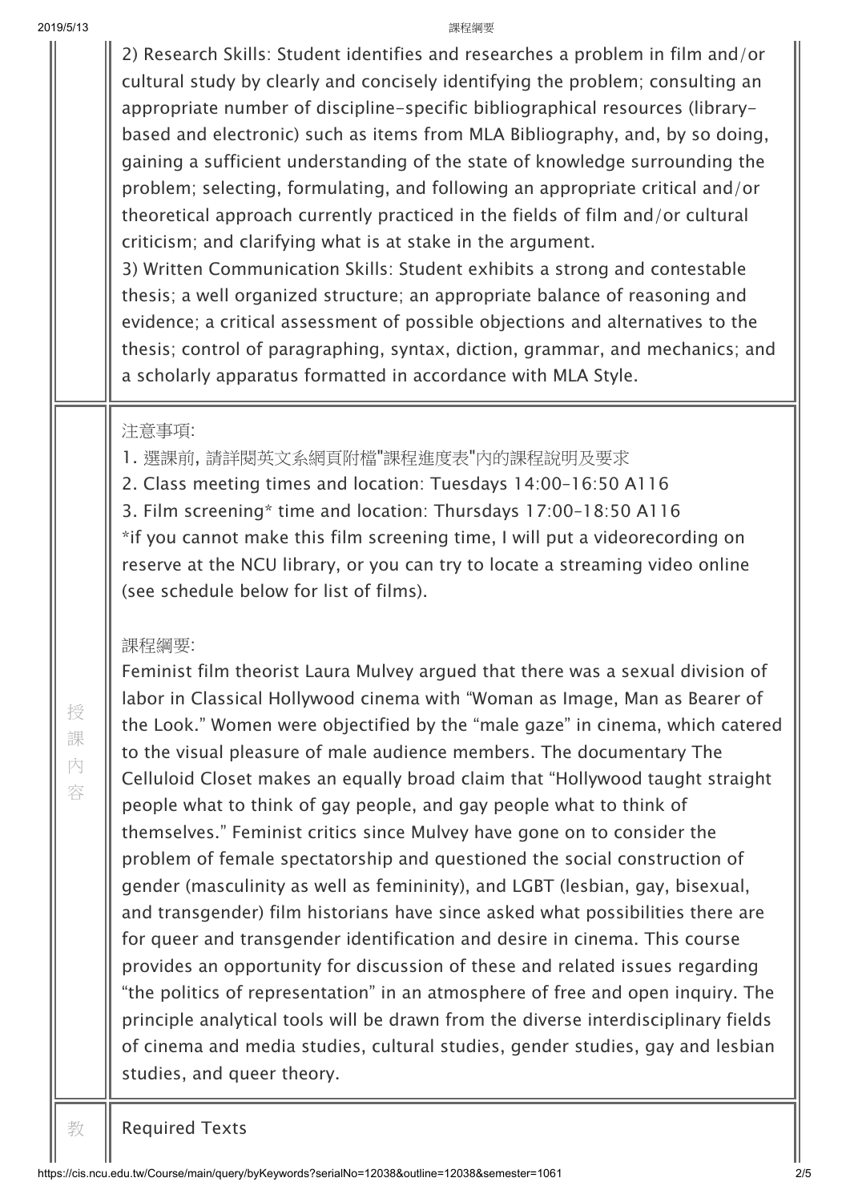| | |
|---|---|
| | 2) Research Skills: Student identifies and researches a problem in film and/or cultural study by clearly and concisely identifying the problem; consulting an appropriate number of discipline-specific bibliographical resources (library-based and electronic) such as items from MLA Bibliography, and, by so doing, gaining a sufficient understanding of the state of knowledge surrounding the problem; selecting, formulating, and following an appropriate critical and/or theoretical approach currently practiced in the fields of film and/or cultural criticism; and clarifying what is at stake in the argument.<br>3) Written Communication Skills: Student exhibits a strong and contestable thesis; a well organized structure; an appropriate balance of reasoning and evidence; a critical assessment of possible objections and alternatives to the thesis; control of paragraphing, syntax, diction, grammar, and mechanics; and a scholarly apparatus formatted in accordance with MLA Style. |
| 授課內容 | 注意事項:<br>1. 選課前, 請詳閱英文系網頁附檔"課程進度表"內的課程說明及要求<br>2. Class meeting times and location: Tuesdays 14:00-16:50 A116<br>3. Film screening* time and location: Thursdays 17:00-18:50 A116<br>*if you cannot make this film screening time, I will put a videorecording on reserve at the NCU library, or you can try to locate a streaming video online (see schedule below for list of films).<br><br>課程綱要:<br>Feminist film theorist Laura Mulvey argued that there was a sexual division of labor in Classical Hollywood cinema with "Woman as Image, Man as Bearer of the Look." Women were objectified by the "male gaze" in cinema, which catered to the visual pleasure of male audience members. The documentary The Celluloid Closet makes an equally broad claim that "Hollywood taught straight people what to think of gay people, and gay people what to think of themselves." Feminist critics since Mulvey have gone on to consider the problem of female spectatorship and questioned the social construction of gender (masculinity as well as femininity), and LGBT (lesbian, gay, bisexual, and transgender) film historians have since asked what possibilities there are for queer and transgender identification and desire in cinema. This course provides an opportunity for discussion of these and related issues regarding "the politics of representation" in an atmosphere of free and open inquiry. The principle analytical tools will be drawn from the diverse interdisciplinary fields of cinema and media studies, cultural studies, gender studies, gay and lesbian studies, and queer theory. |
| 教 | Required Texts |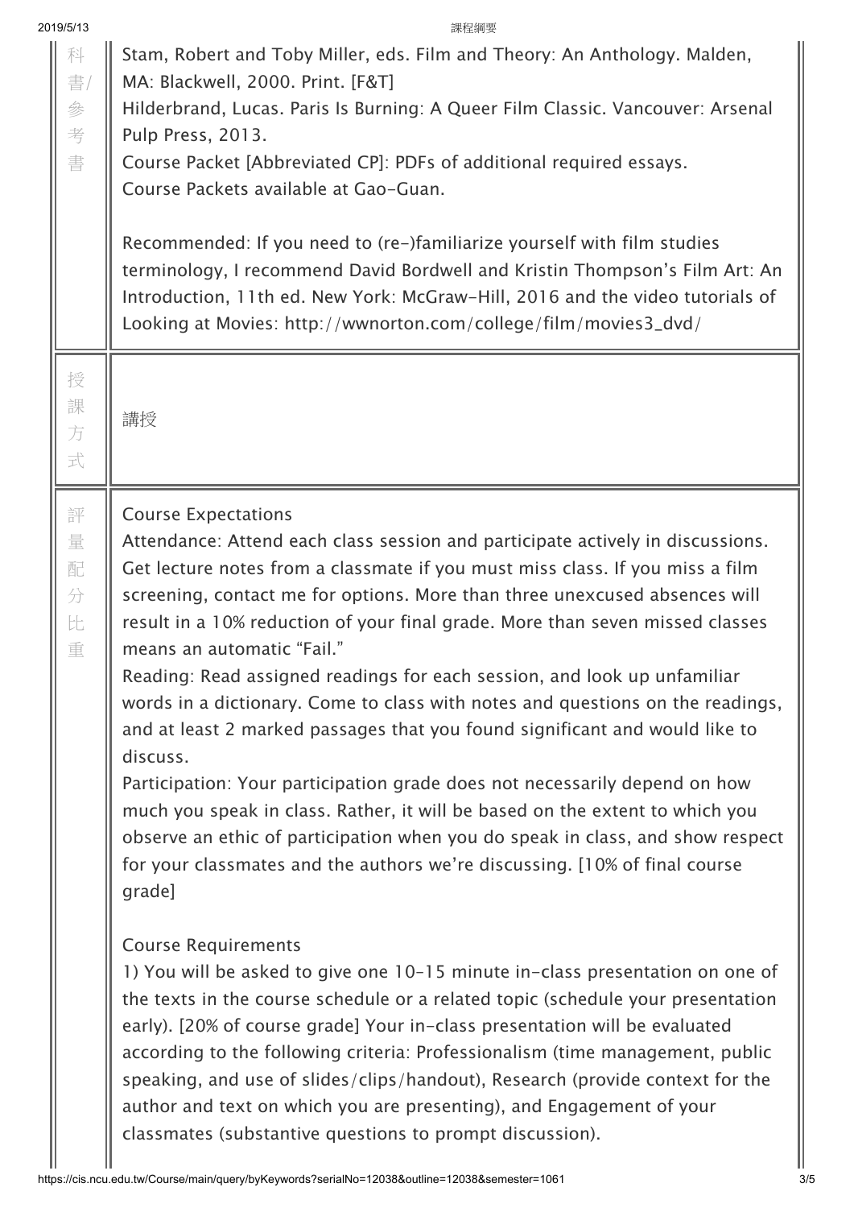| | |
|---|---|
| 科書/參考書 | Stam, Robert and Toby Miller, eds. Film and Theory: An Anthology. Malden, MA: Blackwell, 2000. Print. [F&T]<br>Hilderbrand, Lucas. Paris Is Burning: A Queer Film Classic. Vancouver: Arsenal Pulp Press, 2013.<br>Course Packet [Abbreviated CP]: PDFs of additional required essays.<br>Course Packets available at Gao-Guan.<br><br>Recommended: If you need to (re-)familiarize yourself with film studies terminology, I recommend David Bordwell and Kristin Thompson's Film Art: An Introduction, 11th ed. New York: McGraw-Hill, 2016 and the video tutorials of Looking at Movies: http://wwnorton.com/college/film/movies3_dvd/ |
| 授課方式 | 講授 |
| 評量配分比重 | Course Expectations<br>Attendance: Attend each class session and participate actively in discussions. Get lecture notes from a classmate if you must miss class. If you miss a film screening, contact me for options. More than three unexcused absences will result in a 10% reduction of your final grade. More than seven missed classes means an automatic "Fail."<br>Reading: Read assigned readings for each session, and look up unfamiliar words in a dictionary. Come to class with notes and questions on the readings, and at least 2 marked passages that you found significant and would like to discuss.<br>Participation: Your participation grade does not necessarily depend on how much you speak in class. Rather, it will be based on the extent to which you observe an ethic of participation when you do speak in class, and show respect for your classmates and the authors we're discussing. [10% of final course grade]<br><br>Course Requirements<br>1) You will be asked to give one 10-15 minute in-class presentation on one of the texts in the course schedule or a related topic (schedule your presentation early). [20% of course grade] Your in-class presentation will be evaluated according to the following criteria: Professionalism (time management, public speaking, and use of slides/clips/handout), Research (provide context for the author and text on which you are presenting), and Engagement of your classmates (substantive questions to prompt discussion). |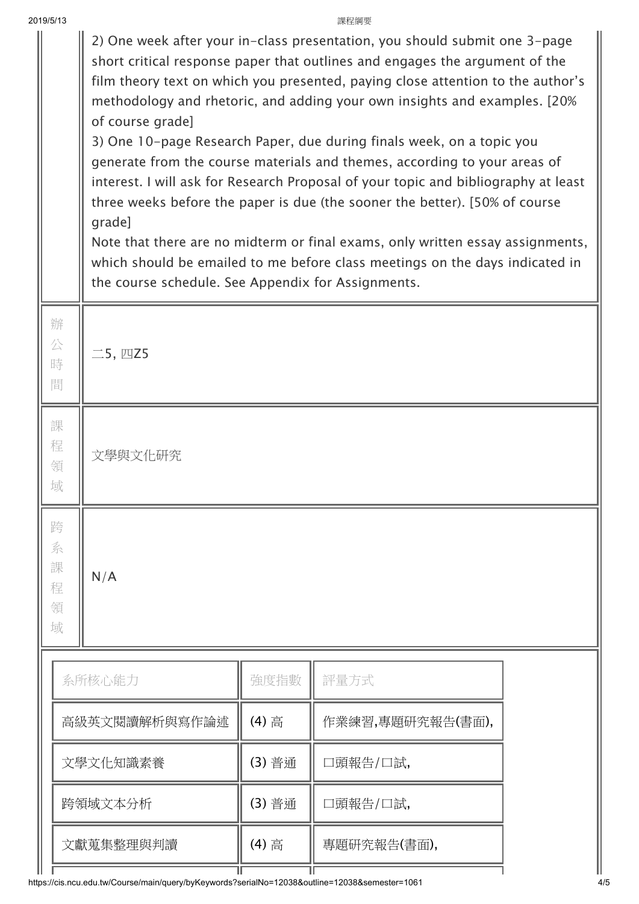| | |
|---|---|
| | 2) One week after your in-class presentation, you should submit one 3-page short critical response paper that outlines and engages the argument of the film theory text on which you presented, paying close attention to the author's methodology and rhetoric, and adding your own insights and examples. [20% of course grade]<br>3) One 10-page Research Paper, due during finals week, on a topic you generate from the course materials and themes, according to your areas of interest. I will ask for Research Proposal of your topic and bibliography at least three weeks before the paper is due (the sooner the better). [50% of course grade]<br>Note that there are no midterm or final exams, only written essay assignments, which should be emailed to me before class meetings on the days indicated in the course schedule. See Appendix for Assignments. |
| 辦公時間 | 二5, 四Z5 |
| 課程領域 | 文學與文化研究 |
| 跨系課程領域 | N/A |

| 系所核心能力 | 強度指數 | 評量方式 |
|---|---|---|
| 高級英文閱讀解析與寫作論述 | (4) 高 | 作業練習,專題研究報告(書面), |
| 文學文化知識素養 | (3) 普通 | 口頭報告/口試, |
| 跨領域文本分析 | (3) 普通 | 口頭報告/口試, |
| 文獻蒐集整理與判讀 | (4) 高 | 專題研究報告(書面), |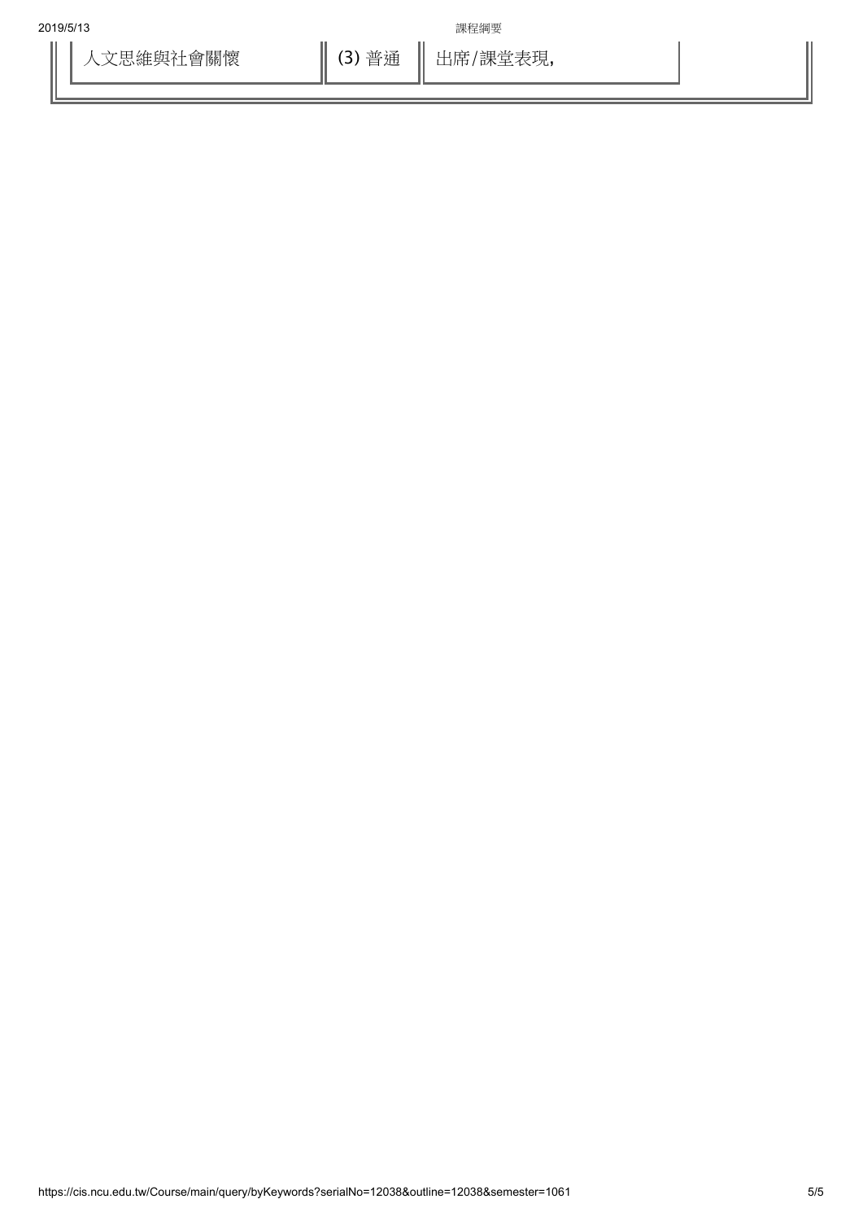| | | |
|---|---|---|
| 人文思維與社會關懷 | (3) 普通 | 出席/課堂表現, |